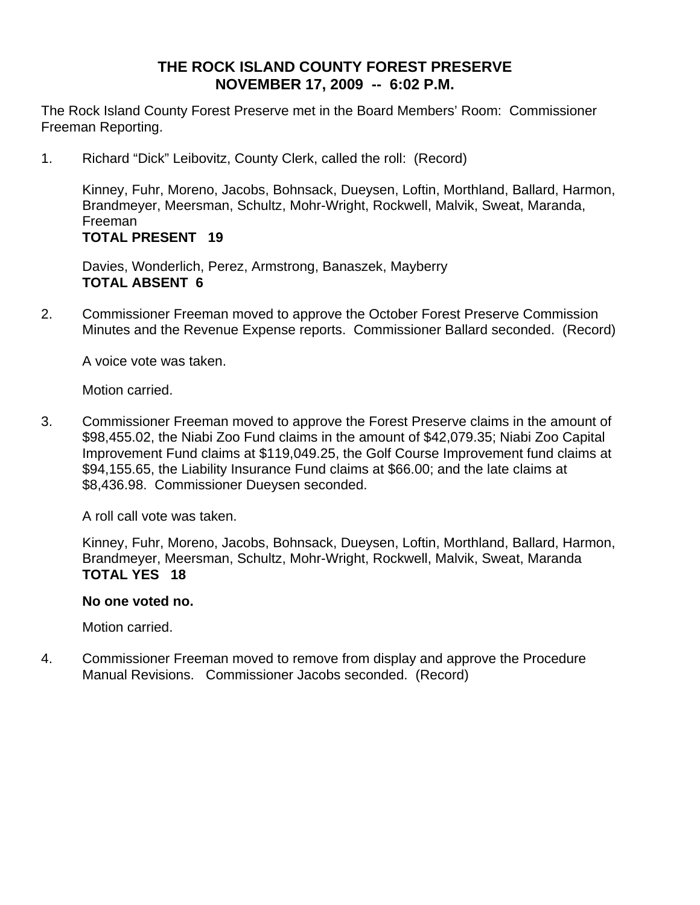# THE ROCK ISLAND COUNTY FOREST PRESERVE
## NOVEMBER 17, 2009 -- 6:02 P.M.

The Rock Island County Forest Preserve met in the Board Members' Room: Commissioner Freeman Reporting.

1. Richard "Dick" Leibovitz, County Clerk, called the roll: (Record)

   Kinney, Fuhr, Moreno, Jacobs, Bohnsack, Dueysen, Loftin, Morthland, Ballard, Harmon, Brandmeyer, Meersman, Schultz, Mohr-Wright, Rockwell, Malvik, Sweat, Maranda, Freeman
   **TOTAL PRESENT 19**

   Davies, Wonderlich, Perez, Armstrong, Banaszek, Mayberry
   **TOTAL ABSENT 6**

2. Commissioner Freeman moved to approve the October Forest Preserve Commission Minutes and the Revenue Expense reports. Commissioner Ballard seconded. (Record)

   A voice vote was taken.

   Motion carried.

3. Commissioner Freeman moved to approve the Forest Preserve claims in the amount of $98,455.02, the Niabi Zoo Fund claims in the amount of $42,079.35; Niabi Zoo Capital Improvement Fund claims at $119,049.25, the Golf Course Improvement fund claims at $94,155.65, the Liability Insurance Fund claims at $66.00; and the late claims at $8,436.98. Commissioner Dueysen seconded.

   A roll call vote was taken.

   Kinney, Fuhr, Moreno, Jacobs, Bohnsack, Dueysen, Loftin, Morthland, Ballard, Harmon, Brandmeyer, Meersman, Schultz, Mohr-Wright, Rockwell, Malvik, Sweat, Maranda
   **TOTAL YES 18**

   **No one voted no.**

   Motion carried.

4. Commissioner Freeman moved to remove from display and approve the Procedure Manual Revisions. Commissioner Jacobs seconded. (Record)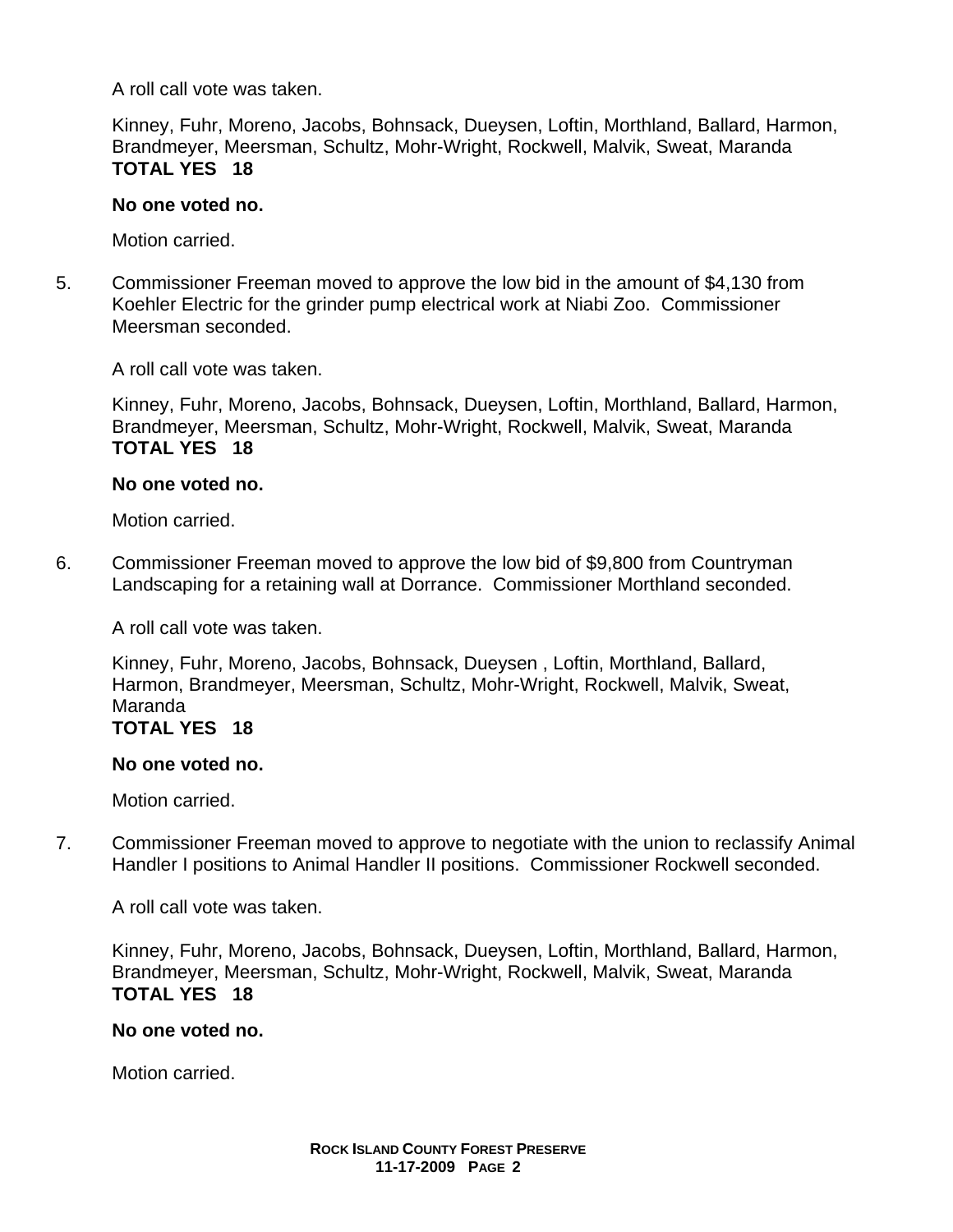A roll call vote was taken.

Kinney, Fuhr, Moreno, Jacobs, Bohnsack, Dueysen, Loftin, Morthland, Ballard, Harmon, Brandmeyer, Meersman, Schultz, Mohr-Wright, Rockwell, Malvik, Sweat, Maranda
**TOTAL YES 18**

**No one voted no.**

Motion carried.

5. Commissioner Freeman moved to approve the low bid in the amount of $4,130 from Koehler Electric for the grinder pump electrical work at Niabi Zoo. Commissioner Meersman seconded.

   A roll call vote was taken.

   Kinney, Fuhr, Moreno, Jacobs, Bohnsack, Dueysen, Loftin, Morthland, Ballard, Harmon, Brandmeyer, Meersman, Schultz, Mohr-Wright, Rockwell, Malvik, Sweat, Maranda
   **TOTAL YES 18**

   **No one voted no.**

   Motion carried.

6. Commissioner Freeman moved to approve the low bid of $9,800 from Countryman Landscaping for a retaining wall at Dorrance. Commissioner Morthland seconded.

   A roll call vote was taken.

   Kinney, Fuhr, Moreno, Jacobs, Bohnsack, Dueysen , Loftin, Morthland, Ballard, Harmon, Brandmeyer, Meersman, Schultz, Mohr-Wright, Rockwell, Malvik, Sweat, Maranda
   **TOTAL YES 18**

   **No one voted no.**

   Motion carried.

7. Commissioner Freeman moved to approve to negotiate with the union to reclassify Animal Handler I positions to Animal Handler II positions. Commissioner Rockwell seconded.

   A roll call vote was taken.

   Kinney, Fuhr, Moreno, Jacobs, Bohnsack, Dueysen, Loftin, Morthland, Ballard, Harmon, Brandmeyer, Meersman, Schultz, Mohr-Wright, Rockwell, Malvik, Sweat, Maranda
   **TOTAL YES 18**

   **No one voted no.**

   Motion carried.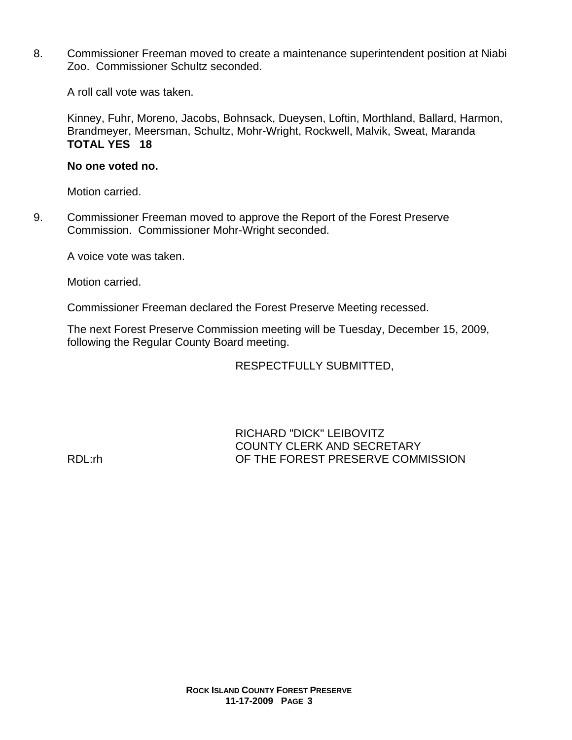8. Commissioner Freeman moved to create a maintenance superintendent position at Niabi Zoo. Commissioner Schultz seconded.

   A roll call vote was taken.

   Kinney, Fuhr, Moreno, Jacobs, Bohnsack, Dueysen, Loftin, Morthland, Ballard, Harmon, Brandmeyer, Meersman, Schultz, Mohr-Wright, Rockwell, Malvik, Sweat, Maranda
   **TOTAL YES 18**

   **No one voted no.**

   Motion carried.

9. Commissioner Freeman moved to approve the Report of the Forest Preserve Commission. Commissioner Mohr-Wright seconded.

   A voice vote was taken.

   Motion carried.

   Commissioner Freeman declared the Forest Preserve Meeting recessed.

   The next Forest Preserve Commission meeting will be Tuesday, December 15, 2009, following the Regular County Board meeting.

RESPECTFULLY SUBMITTED,

RICHARD "DICK" LEIBOVITZ
COUNTY CLERK AND SECRETARY
OF THE FOREST PRESERVE COMMISSION

RDL:rh